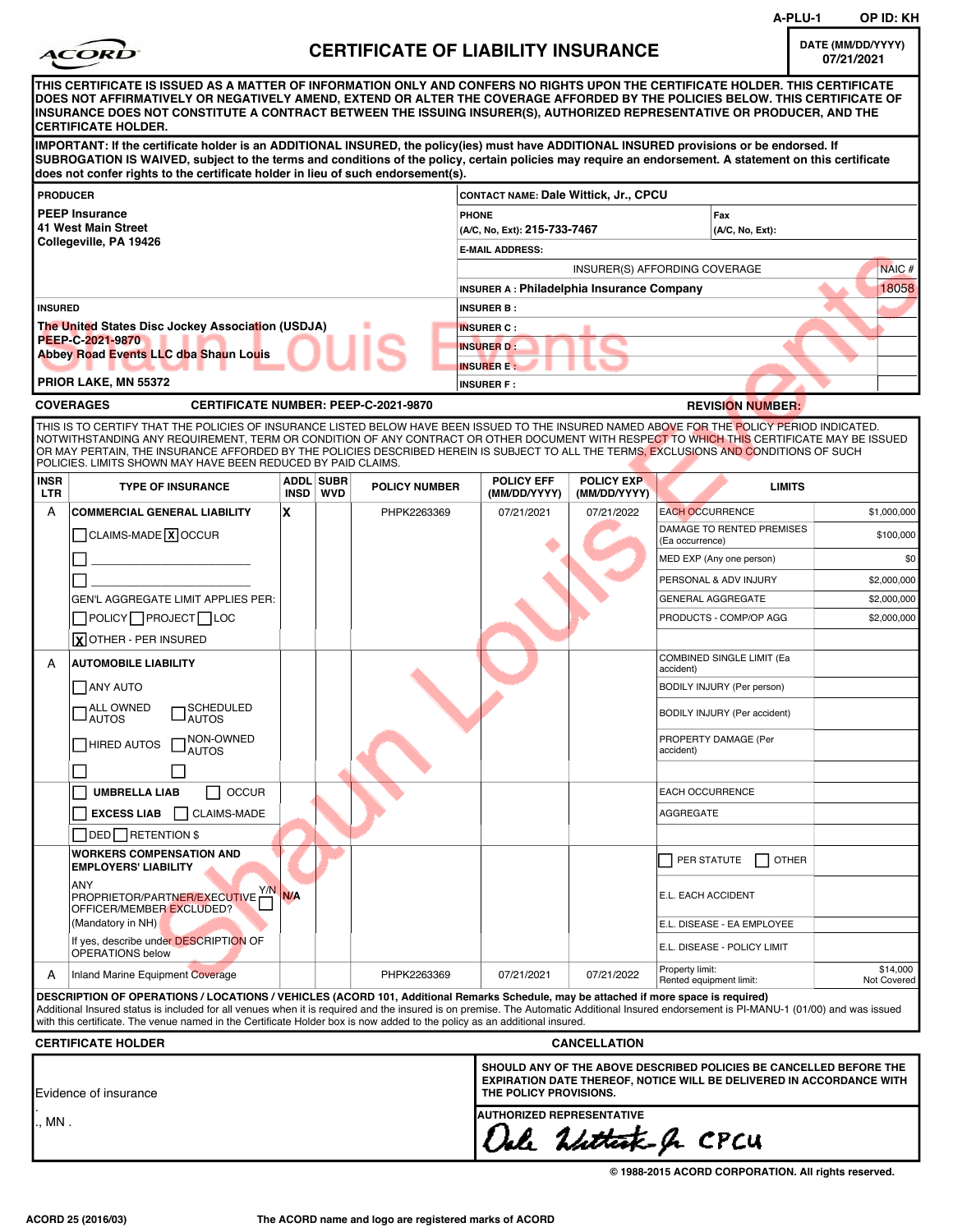A-PLU-1 OP ID: KH

ACORD

# CERTIFICATE OF LIABILITY INSURANCE

DATE (MM/DD/YYYY) 07/21/2021

**THIS CERTIFICATE IS ISSUED AS A MATTER OF INFORMATION ONLY AND CONFERS NO RIGHTS UPON THE CERTIFICATE HOLDER. THIS CERTIFICATE DOES NOT AFFIRMATIVELY OR NEGATIVELY AMEND, EXTEND OR ALTER THE COVERAGE AFFORDED BY THE POLICIES BELOW. THIS CERTIFICATE OF INSURANCE DOES NOT CONSTITUTE A CONTRACT BETWEEN THE ISSUING INSURER(S), AUTHORIZED REPRESENTATIVE OR PRODUCER, AND THE CERTIFICATE HOLDER.**

**IMPORTANT: If the certificate holder is an ADDITIONAL INSURED, the policy(ies) must have ADDITIONAL INSURED provisions or be endorsed. If SUBROGATION IS WAIVED, subject to the terms and conditions of the policy, certain policies may require an endorsement. A statement on this certificate does not confer rights to the certificate holder in lieu of such endorsement(s).**

| PRODUCER | CONTACT NAME: Dale Wittick, Jr., CPCU | | |
|---|---|---|---|
| PEEP Insurance<br>41 West Main Street<br>Collegeville, PA 19426 | PHONE (A/C, No, Ext): 215-733-7467 | FAX (A/C, No, Ext): | |
| | E-MAIL ADDRESS: | | |
| | INSURER(S) AFFORDING COVERAGE | | NAIC # |
| | INSURER A : Philadelphia Insurance Company | | 18058 |
| INSURED | INSURER B : | | |
| The United States Disc Jockey Association (USDJA)<br>PEEP-C-2021-9870<br>Abbey Road Events LLC dba Shaun Louis<br><br>PRIOR LAKE, MN 55372 | INSURER C : | | |
| | INSURER D : | | |
| | INSURER E : | | |
| | INSURER F : | | |

**COVERAGES** CERTIFICATE NUMBER: PEEP-C-2021-9870 REVISION NUMBER:

THIS IS TO CERTIFY THAT THE POLICIES OF INSURANCE LISTED BELOW HAVE BEEN ISSUED TO THE INSURED NAMED ABOVE FOR THE POLICY PERIOD INDICATED. NOTWITHSTANDING ANY REQUIREMENT, TERM OR CONDITION OF ANY CONTRACT OR OTHER DOCUMENT WITH RESPECT TO WHICH THIS CERTIFICATE MAY BE ISSUED OR MAY PERTAIN, THE INSURANCE AFFORDED BY THE POLICIES DESCRIBED HEREIN IS SUBJECT TO ALL THE TERMS, EXCLUSIONS AND CONDITIONS OF SUCH POLICIES. LIMITS SHOWN MAY HAVE BEEN REDUCED BY PAID CLAIMS.

| INSR LTR | TYPE OF INSURANCE | ADDL INSD | SUBR WVD | POLICY NUMBER | POLICY EFF (MM/DD/YYYY) | POLICY EXP (MM/DD/YYYY) | LIMITS | |
|---|---|---|---|---|---|---|---|---|
| A | COMMERCIAL GENERAL LIABILITY | X | | PHPK2263369 | 07/21/2021 | 07/21/2022 | EACH OCCURRENCE | $1,000,000 |
| | ☐ CLAIMS-MADE ☒ OCCUR | | | | | | DAMAGE TO RENTED PREMISES (Ea occurrence) | $100,000 |
| | ☐ | | | | | | MED EXP (Any one person) | $0 |
| | ☐ | | | | | | PERSONAL & ADV INJURY | $2,000,000 |
| | GEN'L AGGREGATE LIMIT APPLIES PER: | | | | | | GENERAL AGGREGATE | $2,000,000 |
| | ☐ POLICY ☐ PROJECT ☐ LOC | | | | | | PRODUCTS - COMP/OP AGG | $2,000,000 |
| | ☒ OTHER - PER INSURED | | | | | | | |
| A | AUTOMOBILE LIABILITY | | | | | | COMBINED SINGLE LIMIT (Ea accident) | |
| | ☐ ANY AUTO | | | | | | BODILY INJURY (Per person) | |
| | ☐ ALL OWNED AUTOS ☐ SCHEDULED AUTOS | | | | | | BODILY INJURY (Per accident) | |
| | ☐ HIRED AUTOS ☐ NON-OWNED AUTOS | | | | | | PROPERTY DAMAGE (Per accident) | |
| | ☐ ☐ | | | | | | | |
| | ☐ UMBRELLA LIAB ☐ OCCUR | | | | | | EACH OCCURRENCE | |
| | ☐ EXCESS LIAB ☐ CLAIMS-MADE | | | | | | AGGREGATE | |
| | ☐ DED ☐ RETENTION $ | | | | | | | |
| | WORKERS COMPENSATION AND EMPLOYERS' LIABILITY | | | | | | ☐ PER STATUTE ☐ OTHER | |
| | ANY PROPRIETOR/PARTNER/EXECUTIVE OFFICER/MEMBER EXCLUDED? Y/N ☐ (Mandatory in NH) | N/A | | | | | E.L. EACH ACCIDENT | |
| | | | | | | | E.L. DISEASE - EA EMPLOYEE | |
| | If yes, describe under DESCRIPTION OF OPERATIONS below | | | | | | E.L. DISEASE - POLICY LIMIT | |
| A | Inland Marine Equipment Coverage | | | PHPK2263369 | 07/21/2021 | 07/21/2022 | Property limit:<br>Rented equipment limit: | $14,000<br>Not Covered |

**DESCRIPTION OF OPERATIONS / LOCATIONS / VEHICLES (ACORD 101, Additional Remarks Schedule, may be attached if more space is required)**
Additional Insured status is included for all venues when it is required and the insured is on premise. The Automatic Additional Insured endorsement is PI-MANU-1 (01/00) and was issued with this certificate. The venue named in the Certificate Holder box is now added to the policy as an additional insured.

| CERTIFICATE HOLDER | CANCELLATION |
|---|---|
| Evidence of insurance<br>.<br>., MN . | **SHOULD ANY OF THE ABOVE DESCRIBED POLICIES BE CANCELLED BEFORE THE EXPIRATION DATE THEREOF, NOTICE WILL BE DELIVERED IN ACCORDANCE WITH THE POLICY PROVISIONS.** |
| | AUTHORIZED REPRESENTATIVE<br>Dale Wittick Jr. CPCU |

© 1988-2015 ACORD CORPORATION. All rights reserved.

ACORD 25 (2016/03) The ACORD name and logo are registered marks of ACORD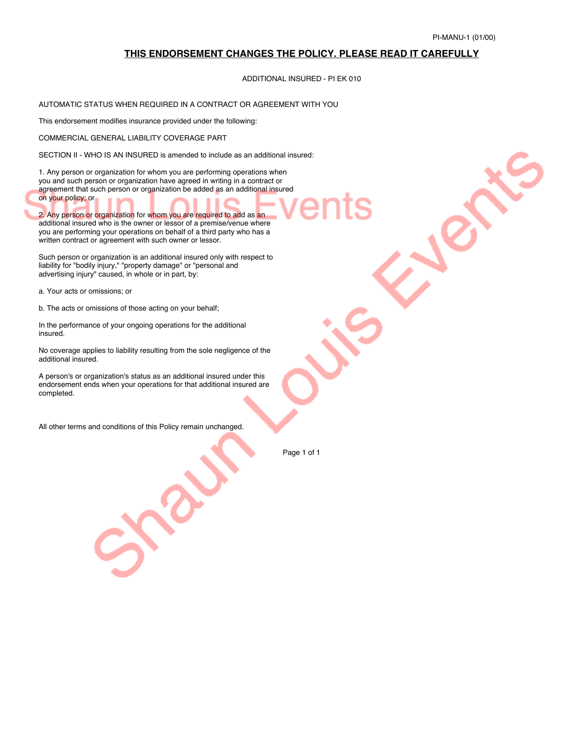PI-MANU-1 (01/00)

## THIS ENDORSEMENT CHANGES THE POLICY. PLEASE READ IT CAREFULLY

ADDITIONAL INSURED - PI EK 010

AUTOMATIC STATUS WHEN REQUIRED IN A CONTRACT OR AGREEMENT WITH YOU

This endorsement modifies insurance provided under the following:

COMMERCIAL GENERAL LIABILITY COVERAGE PART

SECTION II - WHO IS AN INSURED is amended to include as an additional insured:

1. Any person or organization for whom you are performing operations when you and such person or organization have agreed in writing in a contract or agreement that such person or organization be added as an additional insured on your policy; or

2. Any person or organization for whom you are required to add as an additional insured who is the owner or lessor of a premise/venue where you are performing your operations on behalf of a third party who has a written contract or agreement with such owner or lessor.

Such person or organization is an additional insured only with respect to liability for "bodily injury," "property damage" or "personal and advertising injury" caused, in whole or in part, by:

a. Your acts or omissions; or

b. The acts or omissions of those acting on your behalf;

In the performance of your ongoing operations for the additional insured.

No coverage applies to liability resulting from the sole negligence of the additional insured.

A person's or organization's status as an additional insured under this endorsement ends when your operations for that additional insured are completed.

All other terms and conditions of this Policy remain unchanged.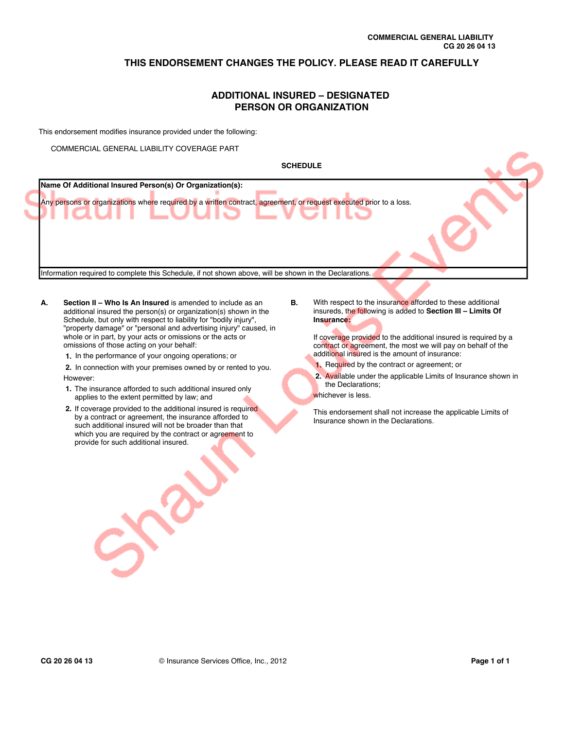COMMERCIAL GENERAL LIABILITY
CG 20 26 04 13

**THIS ENDORSEMENT CHANGES THE POLICY. PLEASE READ IT CAREFULLY**

# ADDITIONAL INSURED – DESIGNATED PERSON OR ORGANIZATION

This endorsement modifies insurance provided under the following:

COMMERCIAL GENERAL LIABILITY COVERAGE PART

**SCHEDULE**

| **Name Of Additional Insured Person(s) Or Organization(s):** |
| --- |
| Any persons or organizations where required by a written contract, agreement, or request executed prior to a loss. |
| Information required to complete this Schedule, if not shown above, will be shown in the Declarations. |

**A. Section II – Who Is An Insured** is amended to include as an additional insured the person(s) or organization(s) shown in the Schedule, but only with respect to liability for "bodily injury", "property damage" or "personal and advertising injury" caused, in whole or in part, by your acts or omissions or the acts or omissions of those acting on your behalf:

1. In the performance of your ongoing operations; or
2. In connection with your premises owned by or rented to you.

However:

1. The insurance afforded to such additional insured only applies to the extent permitted by law; and
2. If coverage provided to the additional insured is required by a contract or agreement, the insurance afforded to such additional insured will not be broader than that which you are required by the contract or agreement to provide for such additional insured.

**B.** With respect to the insurance afforded to these additional insureds, the following is added to **Section III – Limits Of Insurance:**

If coverage provided to the additional insured is required by a contract or agreement, the most we will pay on behalf of the additional insured is the amount of insurance:

1. Required by the contract or agreement; or
2. Available under the applicable Limits of Insurance shown in the Declarations;

whichever is less.

This endorsement shall not increase the applicable Limits of Insurance shown in the Declarations.

CG 20 26 04 13 © Insurance Services Office, Inc., 2012